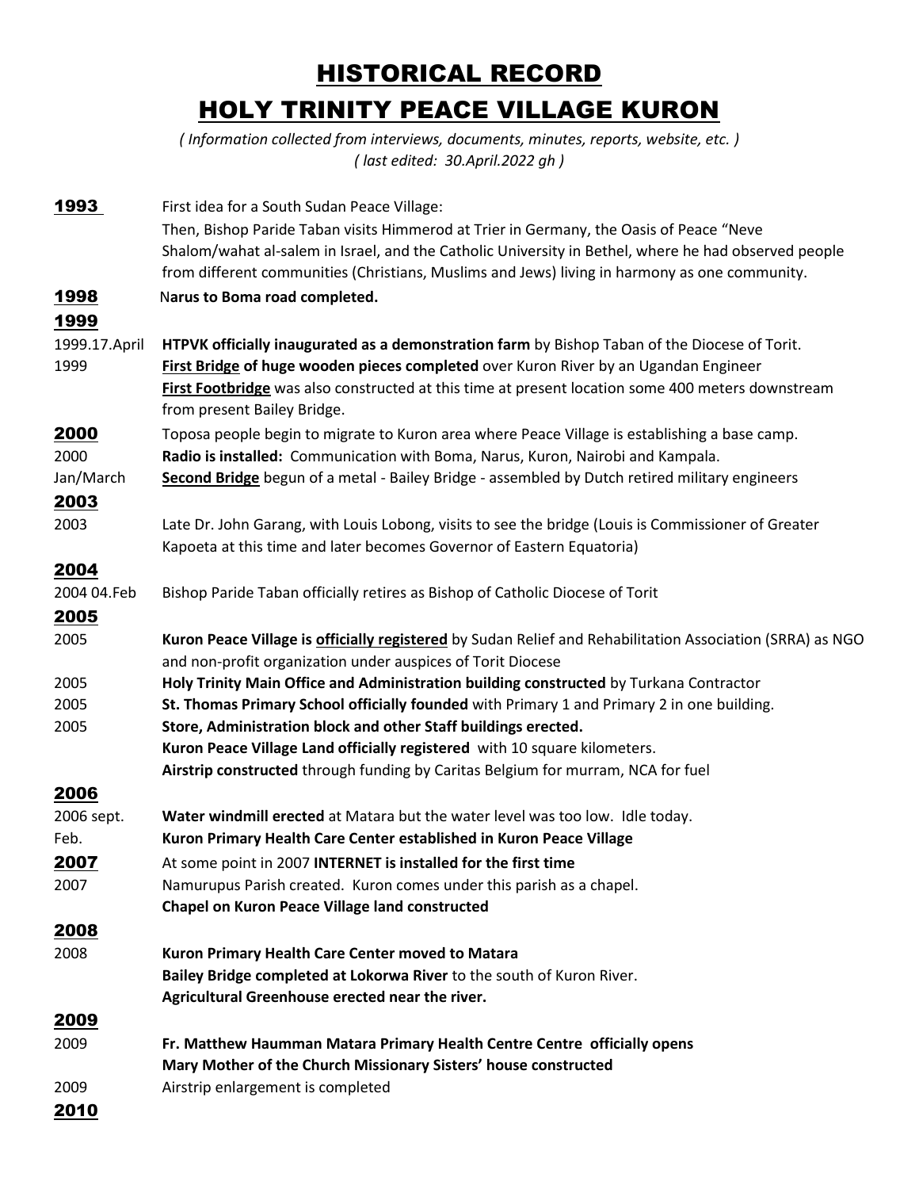# HISTORICAL RECORD

# HOLY TRINITY PEACE VILLAGE KURON

*( Information collected from interviews, documents, minutes, reports, website, etc. )*
*( last edited: 30.April.2022 gh )*

## 1993

First idea for a South Sudan Peace Village:
Then, Bishop Paride Taban visits Himmerod at Trier in Germany, the Oasis of Peace "Neve Shalom/wahat al-salem in Israel, and the Catholic University in Bethel, where he had observed people from different communities (Christians, Muslims and Jews) living in harmony as one community.

## 1998

**Narus to Boma road completed.**

## 1999

| | |
|---|---|
| 1999.17.April | **HTPVK officially inaugurated as a demonstration farm** by Bishop Taban of the Diocese of Torit. |
| 1999 | **First Bridge of huge wooden pieces completed** over Kuron River by an Ugandan Engineer |
| | **First Footbridge** was also constructed at this time at present location some 400 meters downstream from present Bailey Bridge. |

## 2000

Toposa people begin to migrate to Kuron area where Peace Village is establishing a base camp.

| | |
|---|---|
| 2000 | **Radio is installed:** Communication with Boma, Narus, Kuron, Nairobi and Kampala. |
| Jan/March | **Second Bridge** begun of a metal - Bailey Bridge - assembled by Dutch retired military engineers |

## 2003

| | |
|---|---|
| 2003 | Late Dr. John Garang, with Louis Lobong, visits to see the bridge (Louis is Commissioner of Greater Kapoeta at this time and later becomes Governor of Eastern Equatoria) |

## 2004

| | |
|---|---|
| 2004 04.Feb | Bishop Paride Taban officially retires as Bishop of Catholic Diocese of Torit |

## 2005

| | |
|---|---|
| 2005 | **Kuron Peace Village is officially registered** by Sudan Relief and Rehabilitation Association (SRRA) as NGO and non-profit organization under auspices of Torit Diocese |
| 2005 | **Holy Trinity Main Office and Administration building constructed** by Turkana Contractor |
| 2005 | **St. Thomas Primary School officially founded** with Primary 1 and Primary 2 in one building. |
| 2005 | **Store, Administration block and other Staff buildings erected.** |
| | **Kuron Peace Village Land officially registered** with 10 square kilometers. |
| | **Airstrip constructed** through funding by Caritas Belgium for murram, NCA for fuel |

## 2006

| | |
|---|---|
| 2006 sept. | **Water windmill erected** at Matara but the water level was too low. Idle today. |
| Feb. | **Kuron Primary Health Care Center established in Kuron Peace Village** |

## 2007

At some point in 2007 **INTERNET is installed for the first time**

| | |
|---|---|
| 2007 | Namurupus Parish created. Kuron comes under this parish as a chapel. |
| | **Chapel on Kuron Peace Village land constructed** |

## 2008

| | |
|---|---|
| 2008 | **Kuron Primary Health Care Center moved to Matara** |
| | **Bailey Bridge completed at Lokorwa River** to the south of Kuron River. |
| | **Agricultural Greenhouse erected near the river.** |

## 2009

| | |
|---|---|
| 2009 | **Fr. Matthew Haumman Matara Primary Health Centre Centre officially opens** |
| | **Mary Mother of the Church Missionary Sisters' house constructed** |
| 2009 | Airstrip enlargement is completed |

## 2010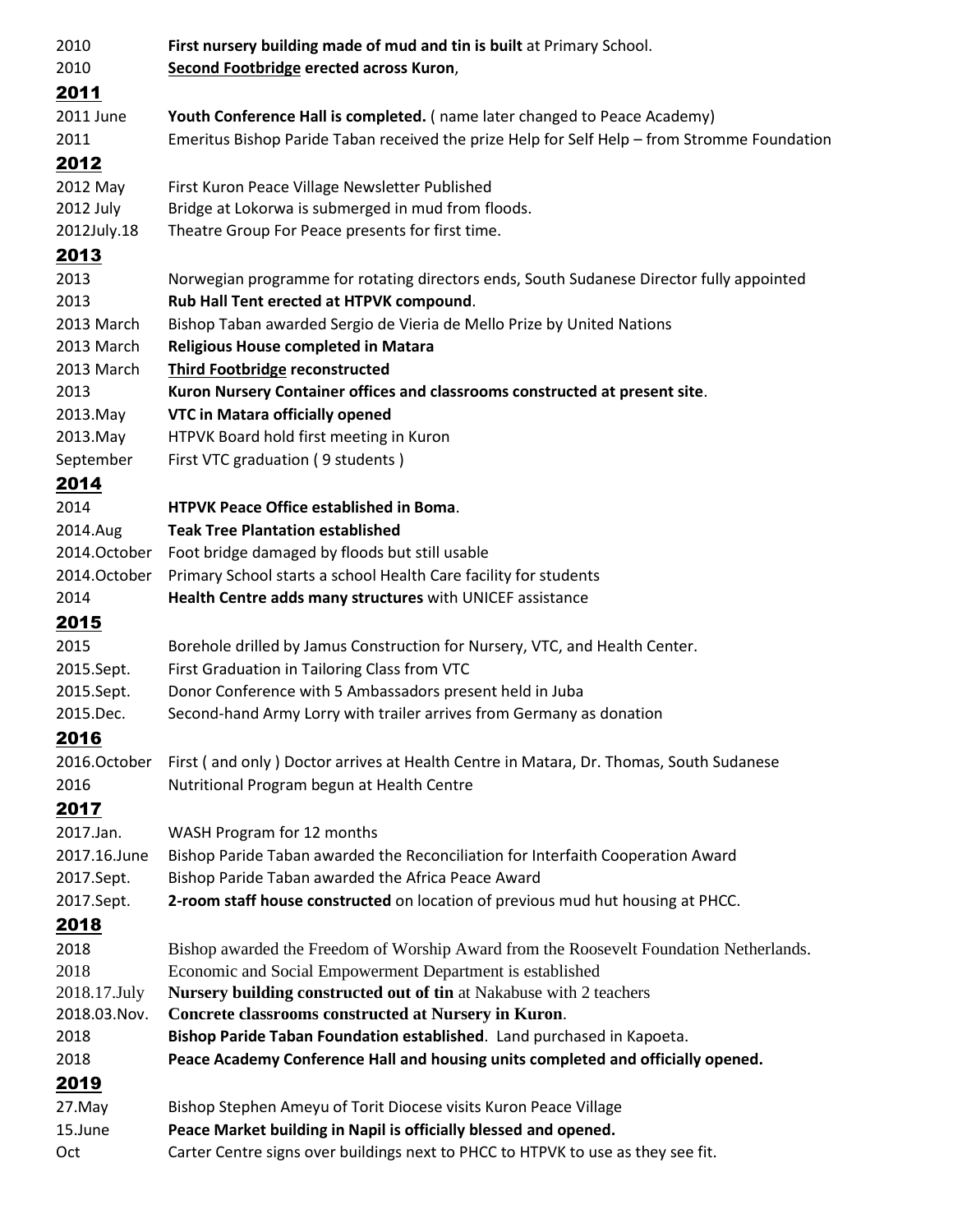| | |
|---|---|
| 2010 | **First nursery building made of mud and tin is built** at Primary School. |
| 2010 | **Second Footbridge erected across Kuron**, |

## 2011

| | |
|---|---|
| 2011 June | **Youth Conference Hall is completed.** ( name later changed to Peace Academy) |
| 2011 | Emeritus Bishop Paride Taban received the prize Help for Self Help – from Stromme Foundation |

## 2012

| | |
|---|---|
| 2012 May | First Kuron Peace Village Newsletter Published |
| 2012 July | Bridge at Lokorwa is submerged in mud from floods. |
| 2012July.18 | Theatre Group For Peace presents for first time. |

## 2013

| | |
|---|---|
| 2013 | Norwegian programme for rotating directors ends, South Sudanese Director fully appointed |
| 2013 | **Rub Hall Tent erected at HTPVK compound**. |
| 2013 March | Bishop Taban awarded Sergio de Vieria de Mello Prize by United Nations |
| 2013 March | **Religious House completed in Matara** |
| 2013 March | **Third Footbridge reconstructed** |
| 2013 | **Kuron Nursery Container offices and classrooms constructed at present site**. |
| 2013.May | **VTC in Matara officially opened** |
| 2013.May | HTPVK Board hold first meeting in Kuron |
| September | First VTC graduation ( 9 students ) |

## 2014

| | |
|---|---|
| 2014 | **HTPVK Peace Office established in Boma**. |
| 2014.Aug | **Teak Tree Plantation established** |
| 2014.October | Foot bridge damaged by floods but still usable |
| 2014.October | Primary School starts a school Health Care facility for students |
| 2014 | **Health Centre adds many structures** with UNICEF assistance |

## 2015

| | |
|---|---|
| 2015 | Borehole drilled by Jamus Construction for Nursery, VTC, and Health Center. |
| 2015.Sept. | First Graduation in Tailoring Class from VTC |
| 2015.Sept. | Donor Conference with 5 Ambassadors present held in Juba |
| 2015.Dec. | Second-hand Army Lorry with trailer arrives from Germany as donation |

## 2016

| | |
|---|---|
| 2016.October | First ( and only ) Doctor arrives at Health Centre in Matara, Dr. Thomas, South Sudanese |
| 2016 | Nutritional Program begun at Health Centre |

## 2017

| | |
|---|---|
| 2017.Jan. | WASH Program for 12 months |
| 2017.16.June | Bishop Paride Taban awarded the Reconciliation for Interfaith Cooperation Award |
| 2017.Sept. | Bishop Paride Taban awarded the Africa Peace Award |
| 2017.Sept. | **2-room staff house constructed** on location of previous mud hut housing at PHCC. |

## 2018

| | |
|---|---|
| 2018 | Bishop awarded the Freedom of Worship Award from the Roosevelt Foundation Netherlands. |
| 2018 | Economic and Social Empowerment Department is established |
| 2018.17.July | **Nursery building constructed out of tin** at Nakabuse with 2 teachers |
| 2018.03.Nov. | **Concrete classrooms constructed at Nursery in Kuron**. |
| 2018 | **Bishop Paride Taban Foundation established**. Land purchased in Kapoeta. |
| 2018 | **Peace Academy Conference Hall and housing units completed and officially opened.** |

## 2019

| | |
|---|---|
| 27.May | Bishop Stephen Ameyu of Torit Diocese visits Kuron Peace Village |
| 15.June | **Peace Market building in Napil is officially blessed and opened.** |
| Oct | Carter Centre signs over buildings next to PHCC to HTPVK to use as they see fit. |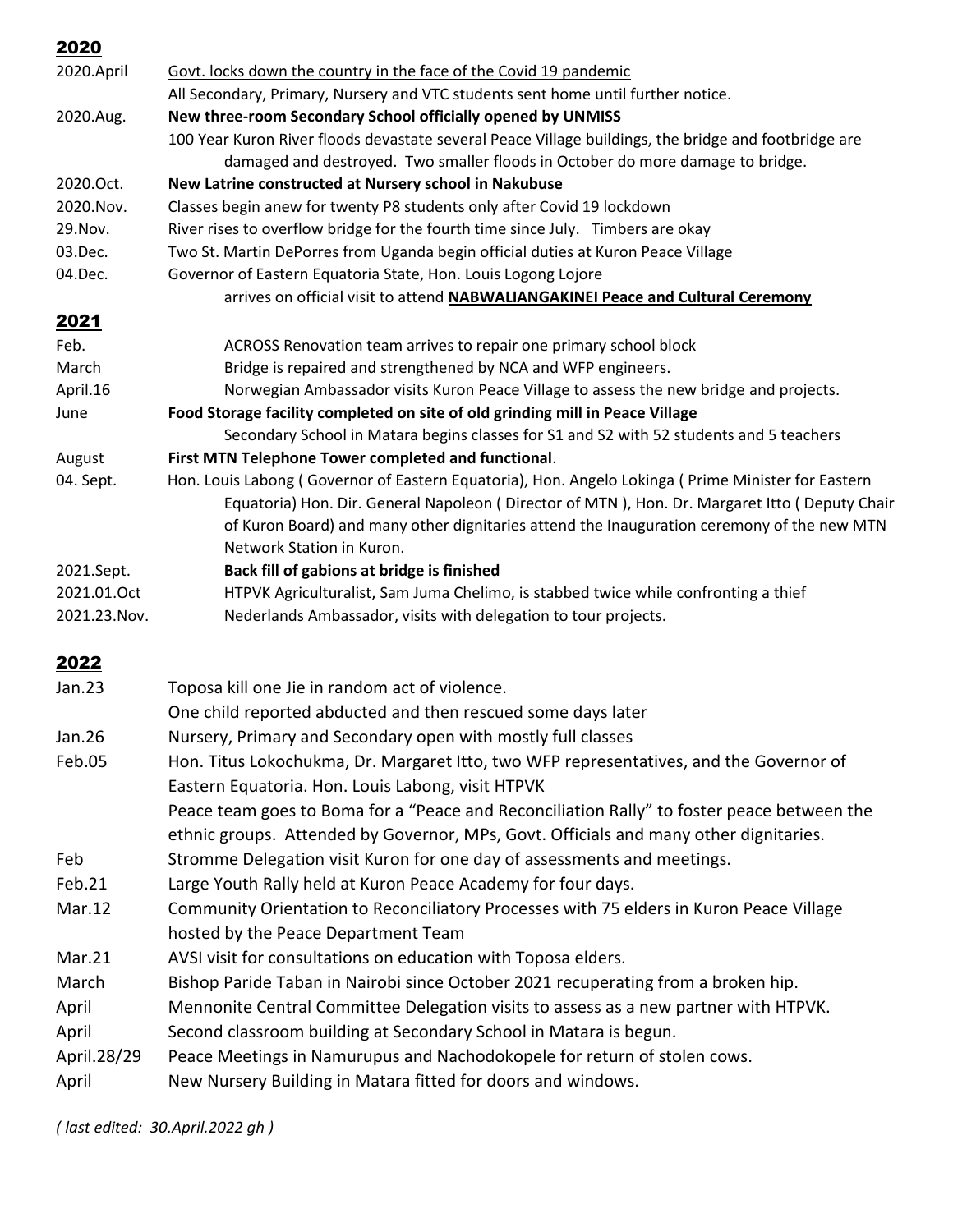## 2020

| | |
|---|---|
| 2020.April | Govt. locks down the country in the face of the Covid 19 pandemic |
| | All Secondary, Primary, Nursery and VTC students sent home until further notice. |
| 2020.Aug. | **New three-room Secondary School officially opened by UNMISS** |
| | 100 Year Kuron River floods devastate several Peace Village buildings, the bridge and footbridge are damaged and destroyed. Two smaller floods in October do more damage to bridge. |
| 2020.Oct. | **New Latrine constructed at Nursery school in Nakubuse** |
| 2020.Nov. | Classes begin anew for twenty P8 students only after Covid 19 lockdown |
| 29.Nov. | River rises to overflow bridge for the fourth time since July. Timbers are okay |
| 03.Dec. | Two St. Martin DePorres from Uganda begin official duties at Kuron Peace Village |
| 04.Dec. | Governor of Eastern Equatoria State, Hon. Louis Logong Lojore arrives on official visit to attend **NABWALIANGAKINEI Peace and Cultural Ceremony** |

## 2021

| | |
|---|---|
| Feb. | ACROSS Renovation team arrives to repair one primary school block |
| March | Bridge is repaired and strengthened by NCA and WFP engineers. |
| April.16 | Norwegian Ambassador visits Kuron Peace Village to assess the new bridge and projects. |
| June | **Food Storage facility completed on site of old grinding mill in Peace Village** |
| | Secondary School in Matara begins classes for S1 and S2 with 52 students and 5 teachers |
| August | **First MTN Telephone Tower completed and functional**. |
| 04. Sept. | Hon. Louis Labong ( Governor of Eastern Equatoria), Hon. Angelo Lokinga ( Prime Minister for Eastern Equatoria) Hon. Dir. General Napoleon ( Director of MTN ), Hon. Dr. Margaret Itto ( Deputy Chair of Kuron Board) and many other dignitaries attend the Inauguration ceremony of the new MTN Network Station in Kuron. |
| 2021.Sept. | **Back fill of gabions at bridge is finished** |
| 2021.01.Oct | HTPVK Agriculturalist, Sam Juma Chelimo, is stabbed twice while confronting a thief |
| 2021.23.Nov. | Nederlands Ambassador, visits with delegation to tour projects. |

## 2022

| | |
|---|---|
| Jan.23 | Toposa kill one Jie in random act of violence. |
| | One child reported abducted and then rescued some days later |
| Jan.26 | Nursery, Primary and Secondary open with mostly full classes |
| Feb.05 | Hon. Titus Lokochukma, Dr. Margaret Itto, two WFP representatives, and the Governor of Eastern Equatoria. Hon. Louis Labong, visit HTPVK |
| | Peace team goes to Boma for a "Peace and Reconciliation Rally" to foster peace between the ethnic groups. Attended by Governor, MPs, Govt. Officials and many other dignitaries. |
| Feb | Stromme Delegation visit Kuron for one day of assessments and meetings. |
| Feb.21 | Large Youth Rally held at Kuron Peace Academy for four days. |
| Mar.12 | Community Orientation to Reconciliatory Processes with 75 elders in Kuron Peace Village hosted by the Peace Department Team |
| Mar.21 | AVSI visit for consultations on education with Toposa elders. |
| March | Bishop Paride Taban in Nairobi since October 2021 recuperating from a broken hip. |
| April | Mennonite Central Committee Delegation visits to assess as a new partner with HTPVK. |
| April | Second classroom building at Secondary School in Matara is begun. |
| April.28/29 | Peace Meetings in Namurupus and Nachodokopele for return of stolen cows. |
| April | New Nursery Building in Matara fitted for doors and windows. |

*( last edited: 30.April.2022 gh )*